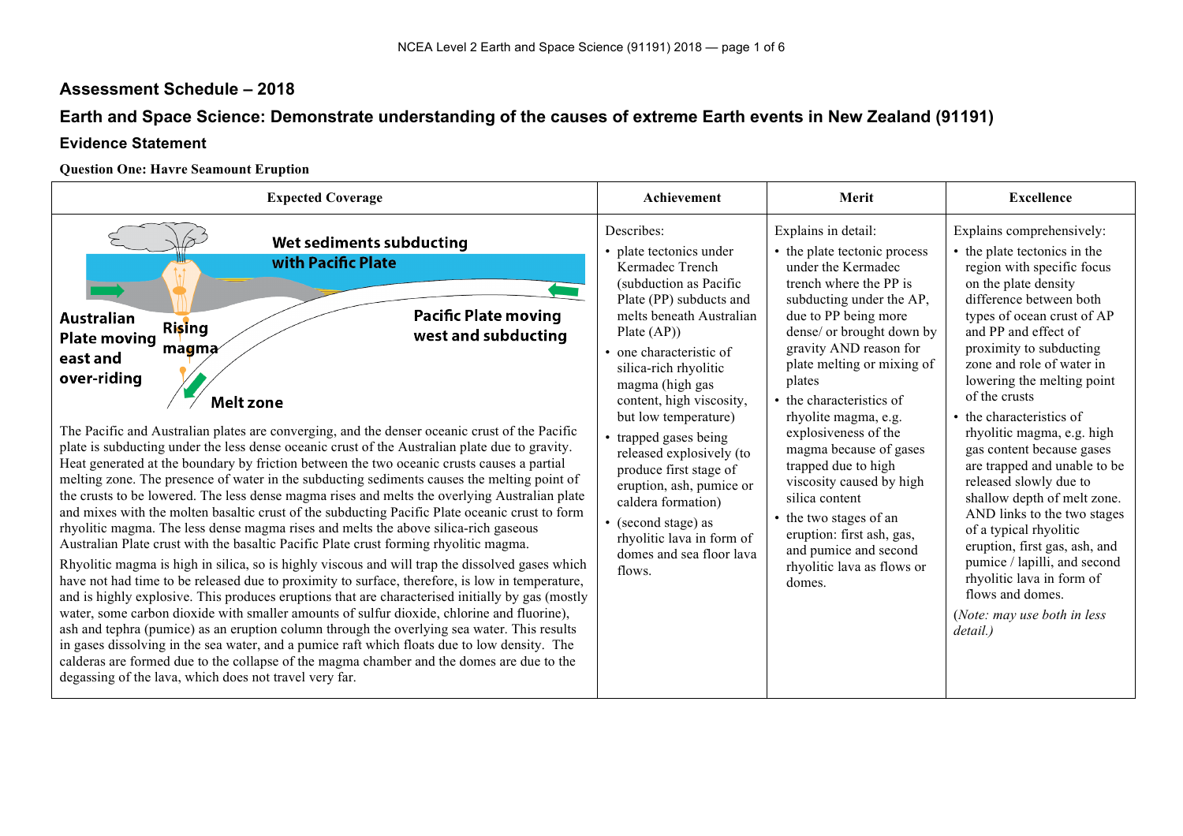## Assessment Schedule – 2018

## Earth and Space Science: Demonstrate understanding of the causes of extreme Earth events in New Zealand (91191)

### Evidence Statement

**Question One: Havre Seamount Eruption**

| Expected Coverage | Achievement | Merit | Excellence |
|---|---|---|---|
| Wet sediments subducting with Pacific Plate<br>Australian Plate moving east and over-riding<br>Rising magma<br>Pacific Plate moving west and subducting<br>Melt zone<br><br>The Pacific and Australian plates are converging, and the denser oceanic crust of the Pacific plate is subducting under the less dense oceanic crust of the Australian plate due to gravity. Heat generated at the boundary by friction between the two oceanic crusts causes a partial melting zone. The presence of water in the subducting sediments causes the melting point of the crusts to be lowered. The less dense magma rises and melts the overlying Australian plate and mixes with the molten basaltic crust of the subducting Pacific Plate oceanic crust to form rhyolitic magma. The less dense magma rises and melts the above silica-rich gaseous Australian Plate crust with the basaltic Pacific Plate crust forming rhyolitic magma.<br><br>Rhyolitic magma is high in silica, so is highly viscous and will trap the dissolved gases which have not had time to be released due to proximity to surface, therefore, is low in temperature, and is highly explosive. This produces eruptions that are characterised initially by gas (mostly water, some carbon dioxide with smaller amounts of sulfur dioxide, chlorine and fluorine), ash and tephra (pumice) as an eruption column through the overlying sea water. This results in gases dissolving in the sea water, and a pumice raft which floats due to low density. The calderas are formed due to the collapse of the magma chamber and the domes are due to the degassing of the lava, which does not travel very far. | Describes:<br>• plate tectonics under Kermadec Trench (subduction as Pacific Plate (PP) subducts and melts beneath Australian Plate (AP))<br>• one characteristic of silica-rich rhyolitic magma (high gas content, high viscosity, but low temperature)<br>• trapped gases being released explosively (to produce first stage of eruption, ash, pumice or caldera formation)<br>• (second stage) as rhyolitic lava in form of domes and sea floor lava flows. | Explains in detail:<br>• the plate tectonic process under the Kermadec trench where the PP is subducting under the AP, due to PP being more dense/ or brought down by gravity AND reason for plate melting or mixing of plates<br>• the characteristics of rhyolite magma, e.g. explosiveness of the magma because of gases trapped due to high viscosity caused by high silica content<br>• the two stages of an eruption: first ash, gas, and pumice and second rhyolitic lava as flows or domes. | Explains comprehensively:<br>• the plate tectonics in the region with specific focus on the plate density difference between both types of ocean crust of AP and PP and effect of proximity to subducting zone and role of water in lowering the melting point of the crusts<br>• the characteristics of rhyolitic magma, e.g. high gas content because gases are trapped and unable to be released slowly due to shallow depth of melt zone. AND links to the two stages of a typical rhyolitic eruption, first gas, ash, and pumice / lapilli, and second rhyolitic lava in form of flows and domes.<br><br>(*Note: may use both in less detail.*) |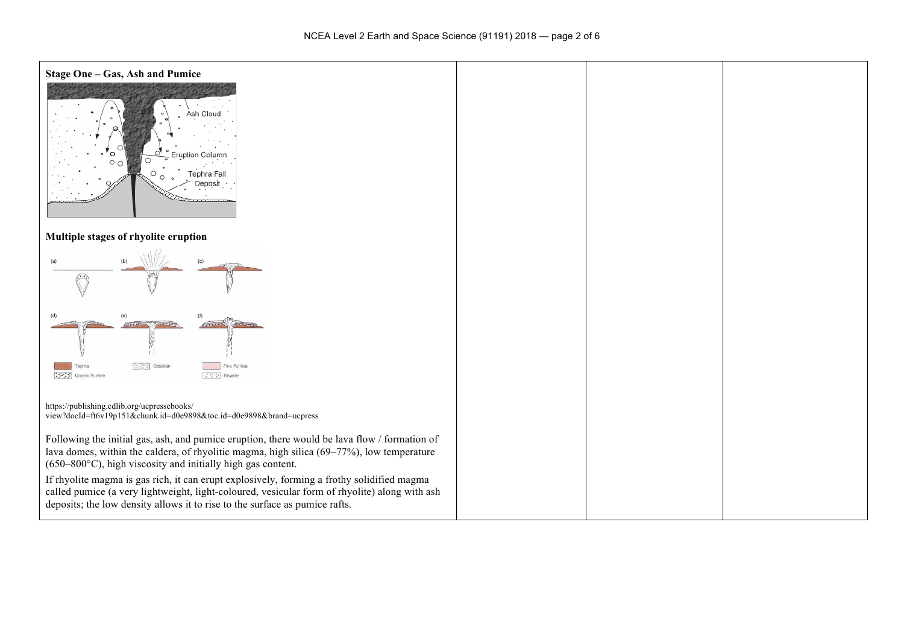| **Stage One – Gas, Ash and Pumice** <br> **Multiple stages of rhyolite eruption** <br> https://publishing.cdlib.org/ucpressebooks/view?docId=ft6v19p151&chunk.id=d0e9898&toc.id=d0e9898&brand=ucpress <br> Following the initial gas, ash, and pumice eruption, there would be lava flow / formation of lava domes, within the caldera, of rhyolitic magma, high silica (69–77%), low temperature (650–800°C), high viscosity and initially high gas content. <br> If rhyolite magma is gas rich, it can erupt explosively, forming a frothy solidified magma called pumice (a very lightweight, light-coloured, vesicular form of rhyolite) along with ash deposits; the low density allows it to rise to the surface as pumice rafts. | | | |
|---|---|---|---|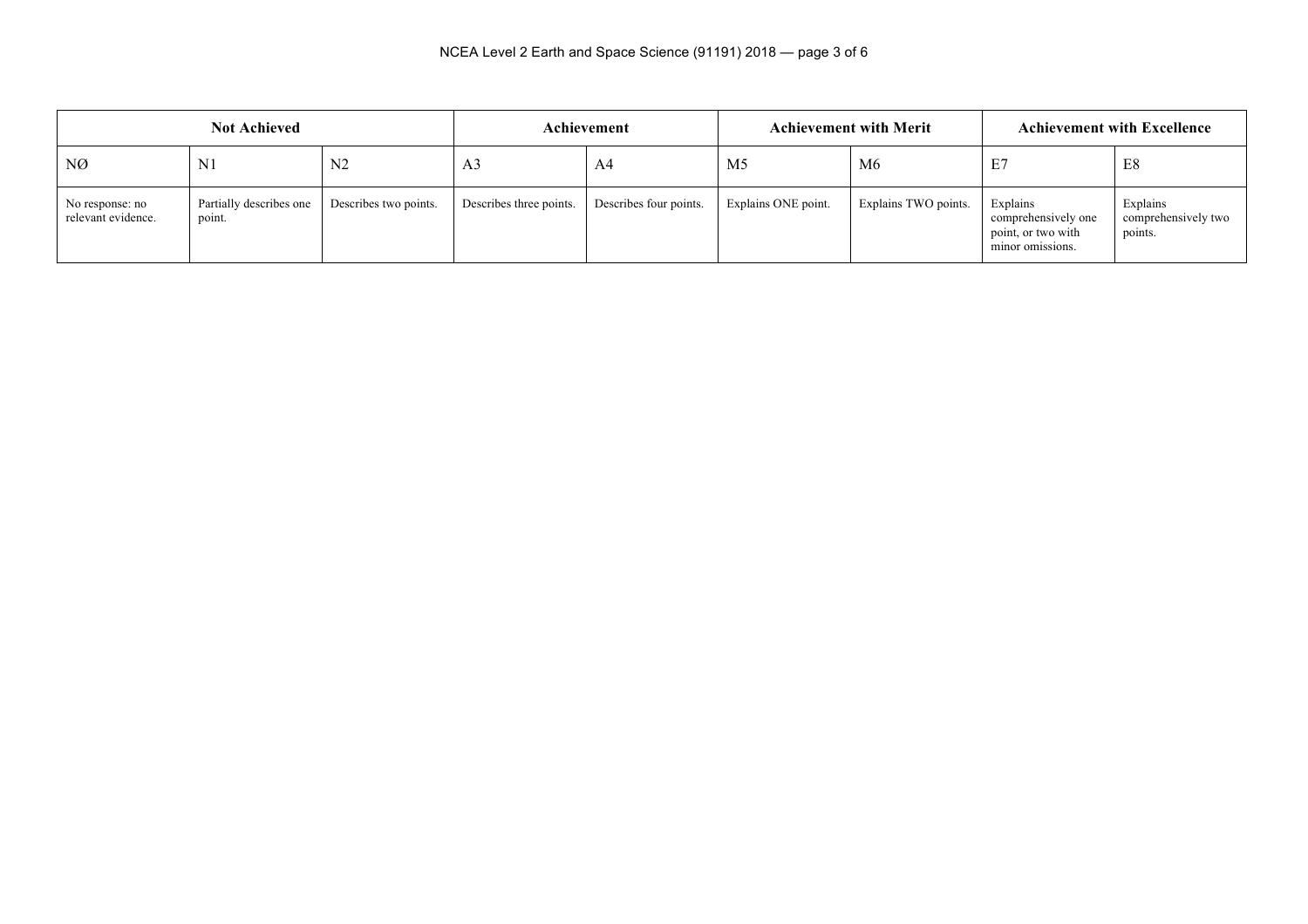| Not Achieved | | | Achievement | | Achievement with Merit | | Achievement with Excellence | |
|---|---|---|---|---|---|---|---|---|
| NØ | N1 | N2 | A3 | A4 | M5 | M6 | E7 | E8 |
| No response: no relevant evidence. | Partially describes one point. | Describes two points. | Describes three points. | Describes four points. | Explains ONE point. | Explains TWO points. | Explains comprehensively one point, or two with minor omissions. | Explains comprehensively two points. |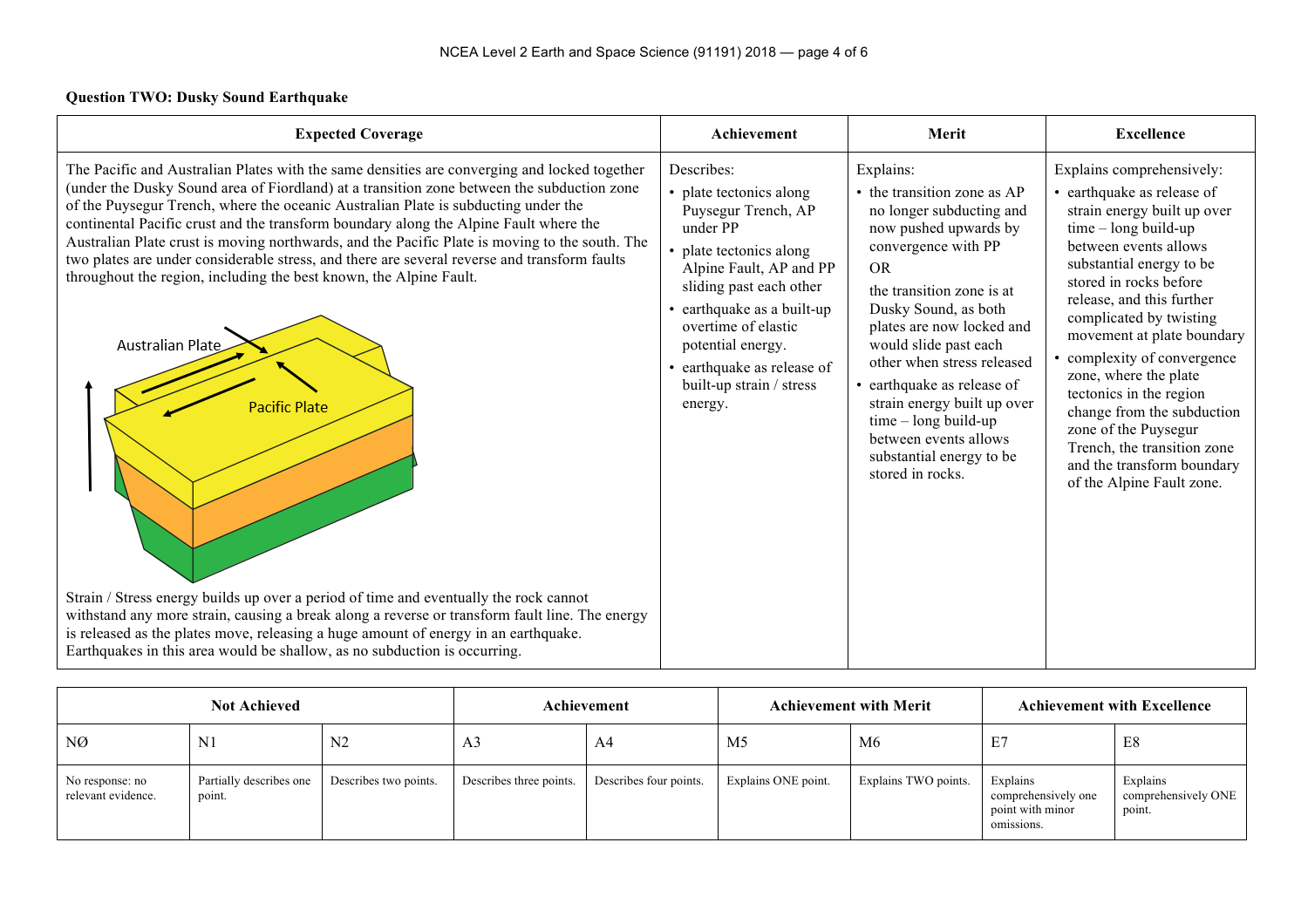**Question TWO: Dusky Sound Earthquake**

| Expected Coverage | Achievement | Merit | Excellence |
|---|---|---|---|
| The Pacific and Australian Plates with the same densities are converging and locked together (under the Dusky Sound area of Fiordland) at a transition zone between the subduction zone of the Puysegur Trench, where the oceanic Australian Plate is subducting under the continental Pacific crust and the transform boundary along the Alpine Fault where the Australian Plate crust is moving northwards, and the Pacific Plate is moving to the south. The two plates are under considerable stress, and there are several reverse and transform faults throughout the region, including the best known, the Alpine Fault.<br><br>Australian Plate<br>Pacific Plate<br><br>Strain / Stress energy builds up over a period of time and eventually the rock cannot withstand any more strain, causing a break along a reverse or transform fault line. The energy is released as the plates move, releasing a huge amount of energy in an earthquake. Earthquakes in this area would be shallow, as no subduction is occurring. | Describes:<br>• plate tectonics along Puysegur Trench, AP under PP<br>• plate tectonics along Alpine Fault, AP and PP sliding past each other<br>• earthquake as a built-up overtime of elastic potential energy.<br>• earthquake as release of built-up strain / stress energy. | Explains:<br>• the transition zone as AP no longer subducting and now pushed upwards by convergence with PP<br>OR<br>the transition zone is at Dusky Sound, as both plates are now locked and would slide past each other when stress released<br>• earthquake as release of strain energy built up over time – long build-up between events allows substantial energy to be stored in rocks. | Explains comprehensively:<br>• earthquake as release of strain energy built up over time – long build-up between events allows substantial energy to be stored in rocks before release, and this further complicated by twisting movement at plate boundary<br>• complexity of convergence zone, where the plate tectonics in the region change from the subduction zone of the Puysegur Trench, the transition zone and the transform boundary of the Alpine Fault zone. |

| Not Achieved | | | Achievement | | Achievement with Merit | | Achievement with Excellence | |
|---|---|---|---|---|---|---|---|---|
| NØ | N1 | N2 | A3 | A4 | M5 | M6 | E7 | E8 |
| No response: no relevant evidence. | Partially describes one point. | Describes two points. | Describes three points. | Describes four points. | Explains ONE point. | Explains TWO points. | Explains comprehensively one point with minor omissions. | Explains comprehensively ONE point. |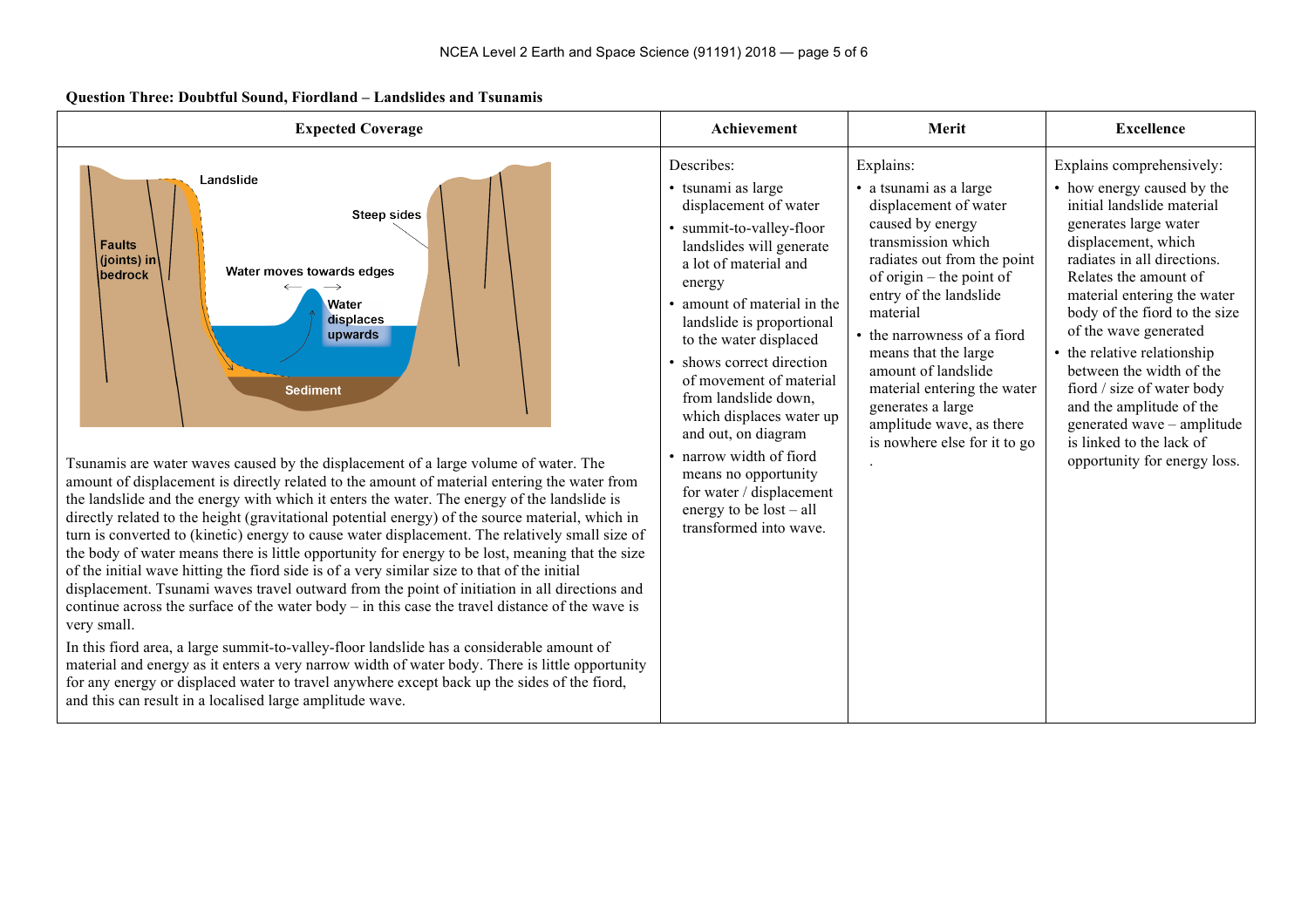**Question Three: Doubtful Sound, Fiordland – Landslides and Tsunamis**

| Expected Coverage | Achievement | Merit | Excellence |
|---|---|---|---|
| Landslide; Steep sides; Faults (joints) in bedrock; Water moves towards edges; Water displaces upwards; Sediment<br><br>Tsunamis are water waves caused by the displacement of a large volume of water. The amount of displacement is directly related to the amount of material entering the water from the landslide and the energy with which it enters the water. The energy of the landslide is directly related to the height (gravitational potential energy) of the source material, which in turn is converted to (kinetic) energy to cause water displacement. The relatively small size of the body of water means there is little opportunity for energy to be lost, meaning that the size of the initial wave hitting the fiord side is of a very similar size to that of the initial displacement. Tsunami waves travel outward from the point of initiation in all directions and continue across the surface of the water body – in this case the travel distance of the wave is very small.<br><br>In this fiord area, a large summit-to-valley-floor landslide has a considerable amount of material and energy as it enters a very narrow width of water body. There is little opportunity for any energy or displaced water to travel anywhere except back up the sides of the fiord, and this can result in a localised large amplitude wave. | Describes:<br>• tsunami as large displacement of water<br>• summit-to-valley-floor landslides will generate a lot of material and energy<br>• amount of material in the landslide is proportional to the water displaced<br>• shows correct direction of movement of material from landslide down, which displaces water up and out, on diagram<br>• narrow width of fiord means no opportunity for water / displacement energy to be lost – all transformed into wave. | Explains:<br>• a tsunami as a large displacement of water caused by energy transmission which radiates out from the point of origin – the point of entry of the landslide material<br>• the narrowness of a fiord means that the large amount of landslide material entering the water generates a large amplitude wave, as there is nowhere else for it to go<br>. | Explains comprehensively:<br>• how energy caused by the initial landslide material generates large water displacement, which radiates in all directions. Relates the amount of material entering the water body of the fiord to the size of the wave generated<br>• the relative relationship between the width of the fiord / size of water body and the amplitude of the generated wave – amplitude is linked to the lack of opportunity for energy loss. |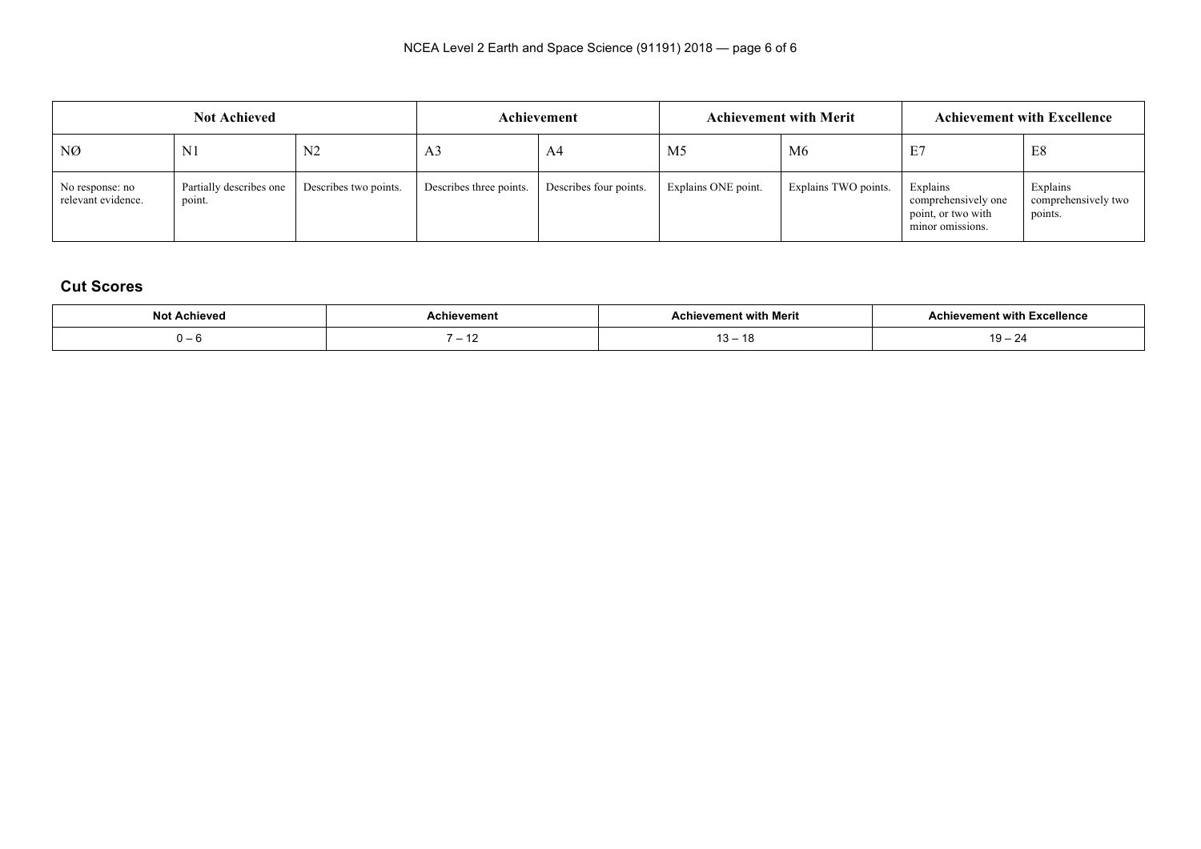| Not Achieved | | | Achievement | | Achievement with Merit | | Achievement with Excellence | |
|---|---|---|---|---|---|---|---|---|
| NØ | N1 | N2 | A3 | A4 | M5 | M6 | E7 | E8 |
| No response: no relevant evidence. | Partially describes one point. | Describes two points. | Describes three points. | Describes four points. | Explains ONE point. | Explains TWO points. | Explains comprehensively one point, or two with minor omissions. | Explains comprehensively two points. |

## Cut Scores

| Not Achieved | Achievement | Achievement with Merit | Achievement with Excellence |
|---|---|---|---|
| 0 – 6 | 7 – 12 | 13 – 18 | 19 – 24 |